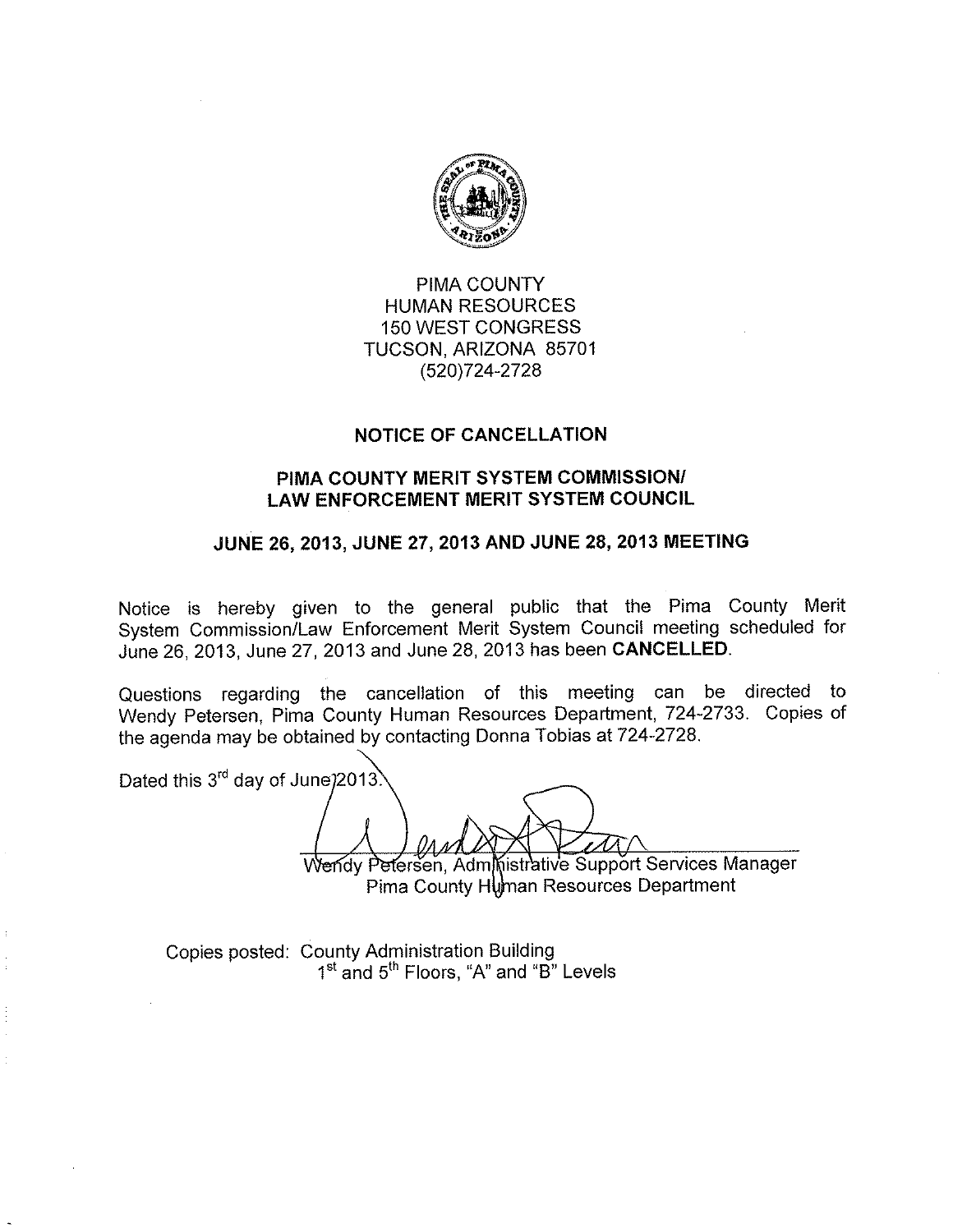PIMA COUNTY
HUMAN RESOURCES
150 WEST CONGRESS
TUCSON, ARIZONA 85701
(520)724-2728

## NOTICE OF CANCELLATION

## PIMA COUNTY MERIT SYSTEM COMMISSION/ LAW ENFORCEMENT MERIT SYSTEM COUNCIL

## JUNE 26, 2013, JUNE 27, 2013 AND JUNE 28, 2013 MEETING

Notice is hereby given to the general public that the Pima County Merit System Commission/Law Enforcement Merit System Council meeting scheduled for June 26, 2013, June 27, 2013 and June 28, 2013 has been **CANCELLED**.

Questions regarding the cancellation of this meeting can be directed to Wendy Petersen, Pima County Human Resources Department, 724-2733. Copies of the agenda may be obtained by contacting Donna Tobias at 724-2728.

Dated this 3rd day of June 2013.

Wendy Petersen, Administrative Support Services Manager
Pima County Human Resources Department

Copies posted: County Administration Building
1st and 5th Floors, "A" and "B" Levels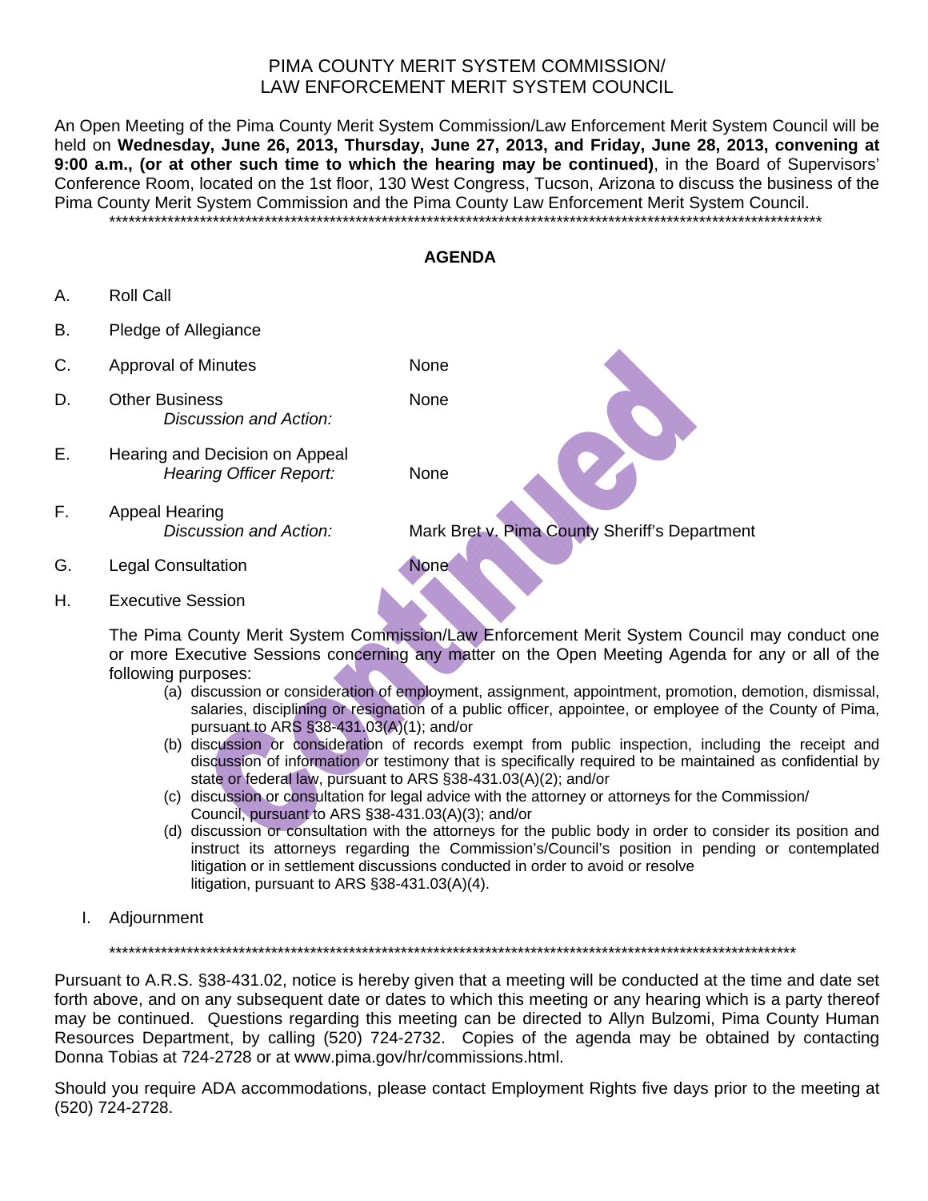PIMA COUNTY MERIT SYSTEM COMMISSION/
LAW ENFORCEMENT MERIT SYSTEM COUNCIL

An Open Meeting of the Pima County Merit System Commission/Law Enforcement Merit System Council will be held on **Wednesday, June 26, 2013, Thursday, June 27, 2013, and Friday, June 28, 2013, convening at 9:00 a.m., (or at other such time to which the hearing may be continued)**, in the Board of Supervisors' Conference Room, located on the 1st floor, 130 West Congress, Tucson, Arizona to discuss the business of the Pima County Merit System Commission and the Pima County Law Enforcement Merit System Council.

\*\*\*\*\*\*\*\*\*\*\*\*\*\*\*\*\*\*\*\*\*\*\*\*\*\*\*\*\*\*\*\*\*\*\*\*\*\*\*\*\*\*\*\*\*\*\*\*\*\*\*\*\*\*\*\*\*\*\*\*\*\*\*\*\*\*\*\*\*\*\*\*\*\*\*\*\*\*\*\*\*\*\*\*\*\*\*\*\*\*\*\*\*\*\*\*\*\*\*\*\*\*\*\*

**AGENDA**

Continued

A. Roll Call

B. Pledge of Allegiance

C. Approval of Minutes — None

D. Other Business — None
*Discussion and Action:*

E. Hearing and Decision on Appeal
*Hearing Officer Report:* — None

F. Appeal Hearing
*Discussion and Action:* — Mark Bret v. Pima County Sheriff's Department

G. Legal Consultation — None

H. Executive Session

The Pima County Merit System Commission/Law Enforcement Merit System Council may conduct one or more Executive Sessions concerning any matter on the Open Meeting Agenda for any or all of the following purposes:

(a) discussion or consideration of employment, assignment, appointment, promotion, demotion, dismissal, salaries, disciplining or resignation of a public officer, appointee, or employee of the County of Pima, pursuant to ARS §38-431.03(A)(1); and/or
(b) discussion or consideration of records exempt from public inspection, including the receipt and discussion of information or testimony that is specifically required to be maintained as confidential by state or federal law, pursuant to ARS §38-431.03(A)(2); and/or
(c) discussion or consultation for legal advice with the attorney or attorneys for the Commission/Council, pursuant to ARS §38-431.03(A)(3); and/or
(d) discussion or consultation with the attorneys for the public body in order to consider its position and instruct its attorneys regarding the Commission's/Council's position in pending or contemplated litigation or in settlement discussions conducted in order to avoid or resolve litigation, pursuant to ARS §38-431.03(A)(4).

I. Adjournment

\*\*\*\*\*\*\*\*\*\*\*\*\*\*\*\*\*\*\*\*\*\*\*\*\*\*\*\*\*\*\*\*\*\*\*\*\*\*\*\*\*\*\*\*\*\*\*\*\*\*\*\*\*\*\*\*\*\*\*\*\*\*\*\*\*\*\*\*\*\*\*\*\*\*\*\*\*\*\*\*\*\*\*\*\*\*\*\*\*\*\*\*\*\*\*\*\*\*

Pursuant to A.R.S. §38-431.02, notice is hereby given that a meeting will be conducted at the time and date set forth above, and on any subsequent date or dates to which this meeting or any hearing which is a party thereof may be continued. Questions regarding this meeting can be directed to Allyn Bulzomi, Pima County Human Resources Department, by calling (520) 724-2732. Copies of the agenda may be obtained by contacting Donna Tobias at 724-2728 or at www.pima.gov/hr/commissions.html.

Should you require ADA accommodations, please contact Employment Rights five days prior to the meeting at (520) 724-2728.